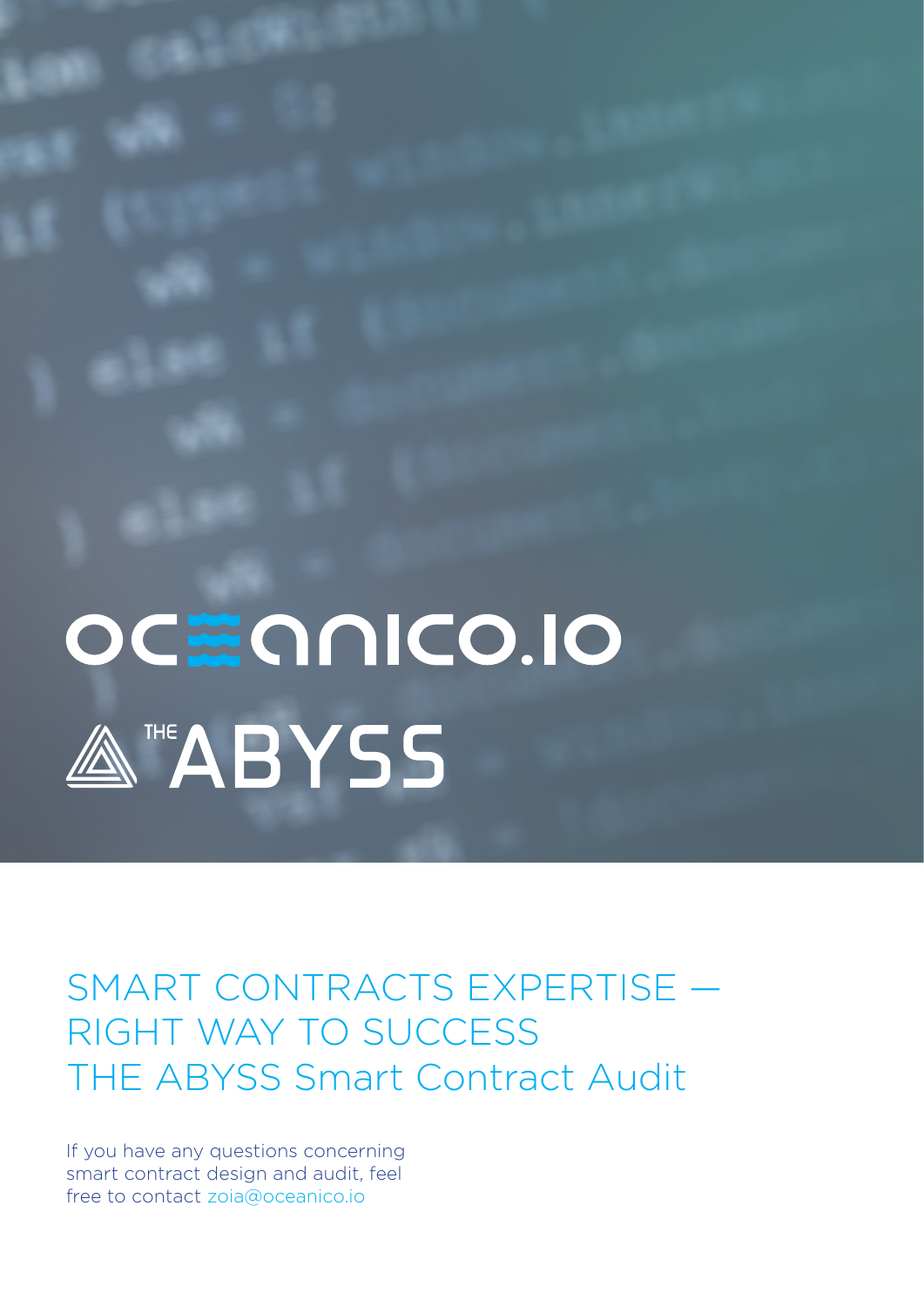OCEANICO.IO

THE ABYSS

# SMART CONTRACTS EXPERTISE — RIGHT WAY TO SUCCESS THE ABYSS Smart Contract Audit

If you have any questions concerning smart contract design and audit, feel free to contact zoia@oceanico.io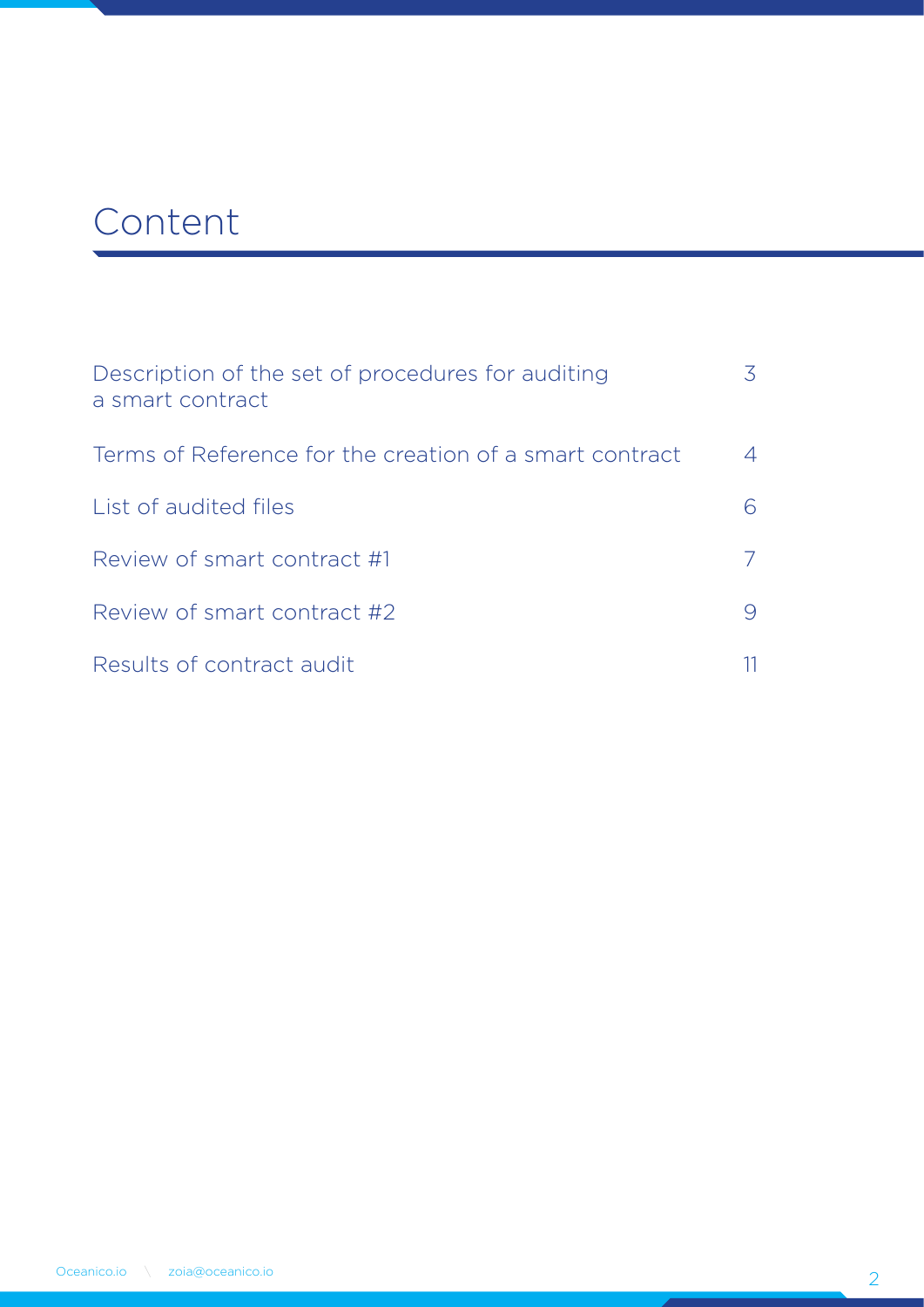# Content

| | |
|---|---|
| Description of the set of procedures for auditing a smart contract | 3 |
| Terms of Reference for the creation of a smart contract | 4 |
| List of audited files | 6 |
| Review of smart contract #1 | 7 |
| Review of smart contract #2 | 9 |
| Results of contract audit | 11 |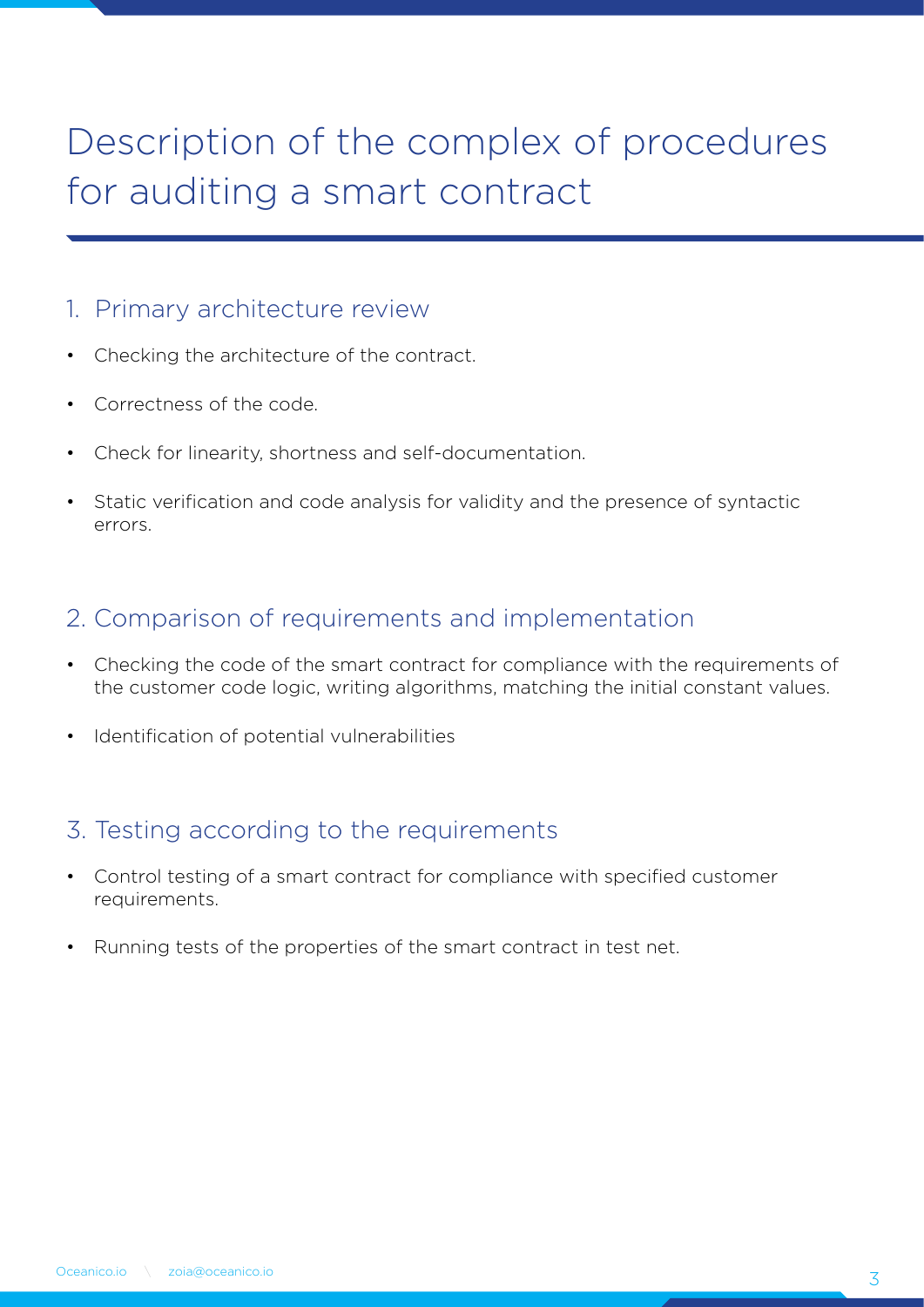# Description of the complex of procedures for auditing a smart contract

## 1. Primary architecture review

- Checking the architecture of the contract.
- Correctness of the code.
- Check for linearity, shortness and self-documentation.
- Static verification and code analysis for validity and the presence of syntactic errors.

## 2. Comparison of requirements and implementation

- Checking the code of the smart contract for compliance with the requirements of the customer code logic, writing algorithms, matching the initial constant values.
- Identification of potential vulnerabilities

## 3. Testing according to the requirements

- Control testing of a smart contract for compliance with specified customer requirements.
- Running tests of the properties of the smart contract in test net.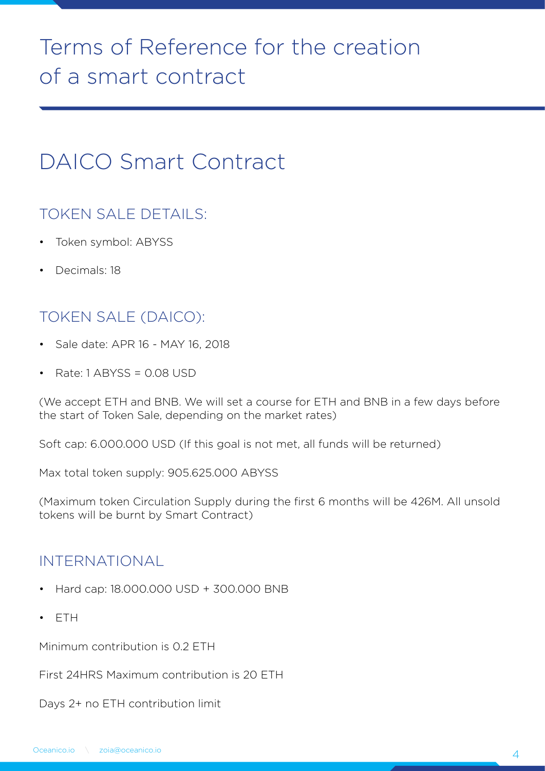# Terms of Reference for the creation of a smart contract

## DAICO Smart Contract

### TOKEN SALE DETAILS:

- Token symbol: ABYSS
- Decimals: 18

### TOKEN SALE (DAICO):

- Sale date: APR 16 - MAY 16, 2018
- Rate: 1 ABYSS = 0.08 USD

(We accept ETH and BNB. We will set a course for ETH and BNB in a few days before the start of Token Sale, depending on the market rates)

Soft cap: 6.000.000 USD (If this goal is not met, all funds will be returned)

Max total token supply: 905.625.000 ABYSS

(Maximum token Circulation Supply during the first 6 months will be 426M. All unsold tokens will be burnt by Smart Contract)

### INTERNATIONAL

- Hard cap: 18.000.000 USD + 300.000 BNB
- ETH

Minimum contribution is 0.2 ETH

First 24HRS Maximum contribution is 20 ETH

Days 2+ no ETH contribution limit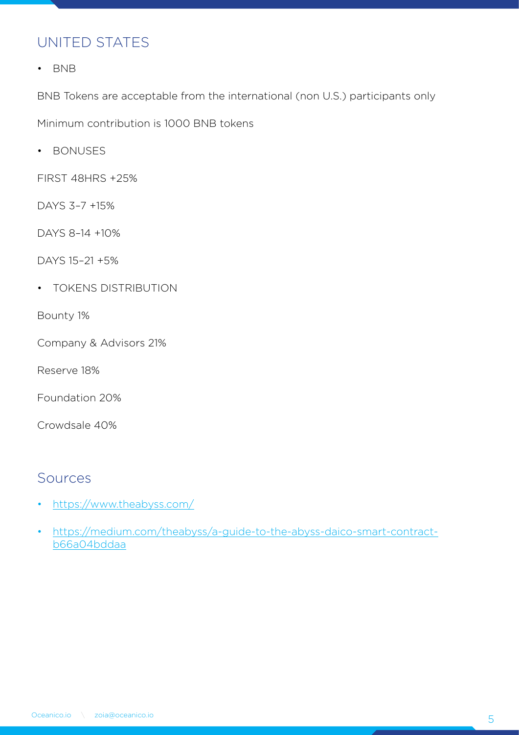## UNITED STATES

- BNB

BNB Tokens are acceptable from the international (non U.S.) participants only

Minimum contribution is 1000 BNB tokens

- BONUSES

FIRST 48HRS +25%

DAYS 3–7 +15%

DAYS 8–14 +10%

DAYS 15–21 +5%

- TOKENS DISTRIBUTION

Bounty 1%

Company & Advisors 21%

Reserve 18%

Foundation 20%

Crowdsale 40%

## Sources

- https://www.theabyss.com/
- https://medium.com/theabyss/a-guide-to-the-abyss-daico-smart-contract-b66a04bddaa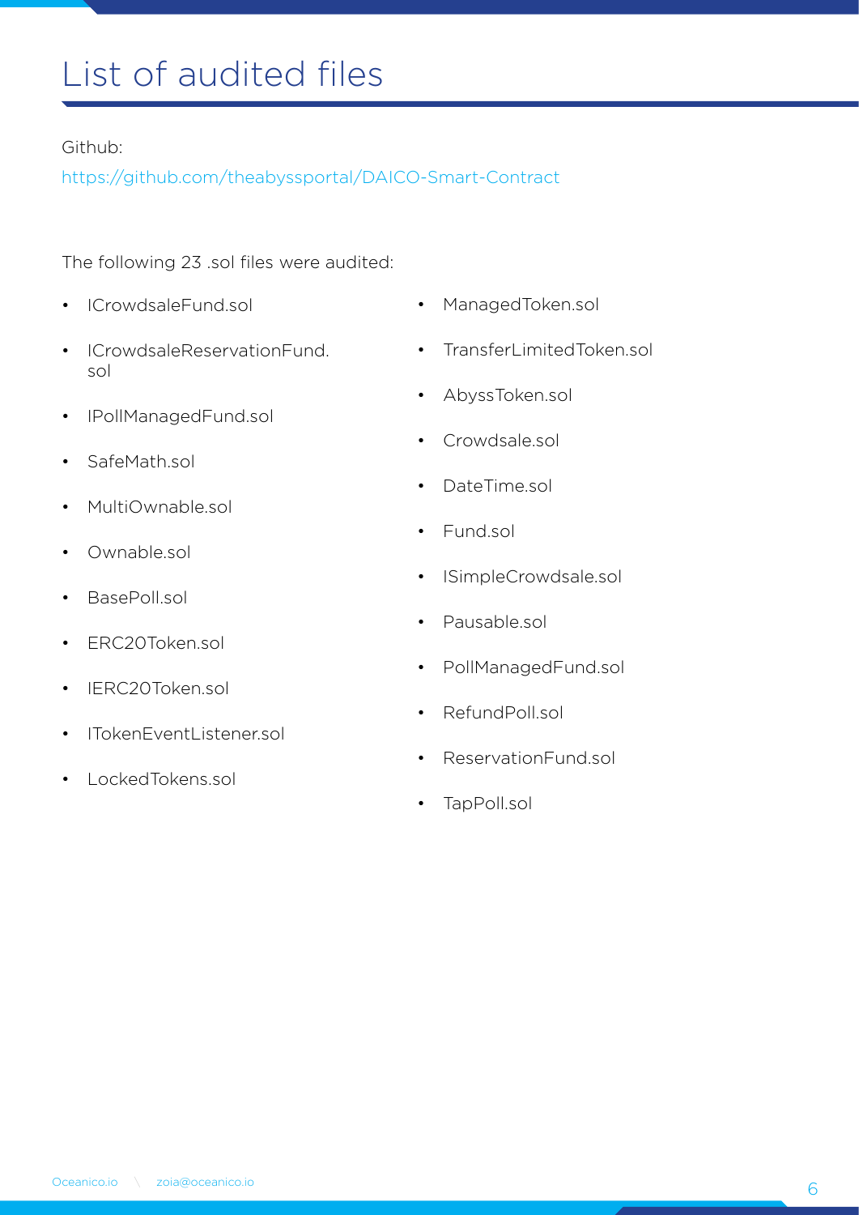# List of audited files

Github:

https://github.com/theabyssportal/DAICO-Smart-Contract

The following 23 .sol files were audited:

- ICrowdsaleFund.sol
- ICrowdsaleReservationFund.sol
- IPollManagedFund.sol
- SafeMath.sol
- MultiOwnable.sol
- Ownable.sol
- BasePoll.sol
- ERC20Token.sol
- IERC20Token.sol
- ITokenEventListener.sol
- LockedTokens.sol
- ManagedToken.sol
- TransferLimitedToken.sol
- AbyssToken.sol
- Crowdsale.sol
- DateTime.sol
- Fund.sol
- ISimpleCrowdsale.sol
- Pausable.sol
- PollManagedFund.sol
- RefundPoll.sol
- ReservationFund.sol
- TapPoll.sol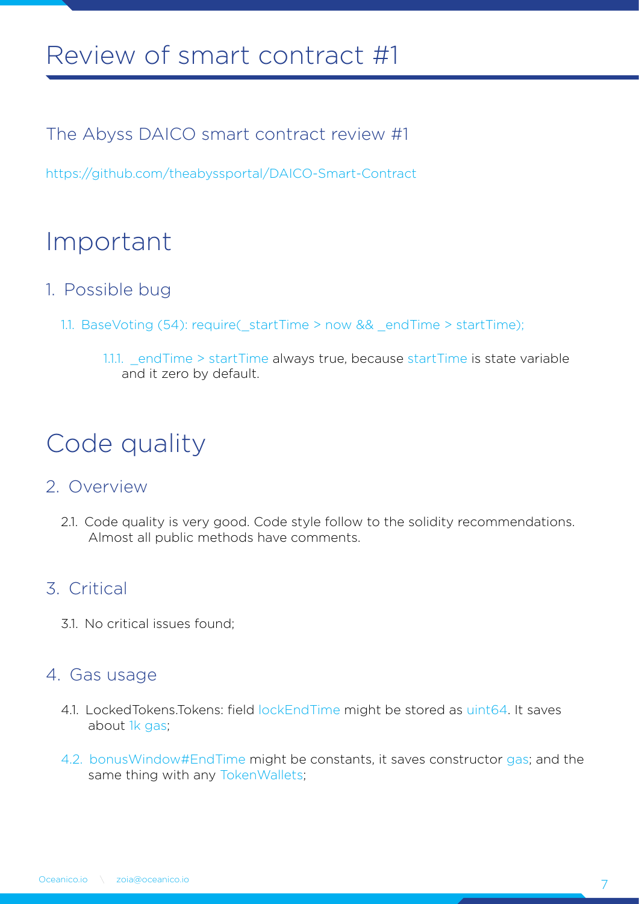# Review of smart contract #1

## The Abyss DAICO smart contract review #1

https://github.com/theabyssportal/DAICO-Smart-Contract

# Important

## 1. Possible bug

1.1. BaseVoting (54): require(_startTime > now && _endTime > startTime);

1.1.1. _endTime > startTime always true, because startTime is state variable and it zero by default.

# Code quality

## 2. Overview

2.1. Code quality is very good. Code style follow to the solidity recommendations. Almost all public methods have comments.

## 3. Critical

3.1. No critical issues found;

## 4. Gas usage

4.1. LockedTokens.Tokens: field lockEndTime might be stored as uint64. It saves about 1k gas;

4.2. bonusWindow#EndTime might be constants, it saves constructor gas; and the same thing with any TokenWallets;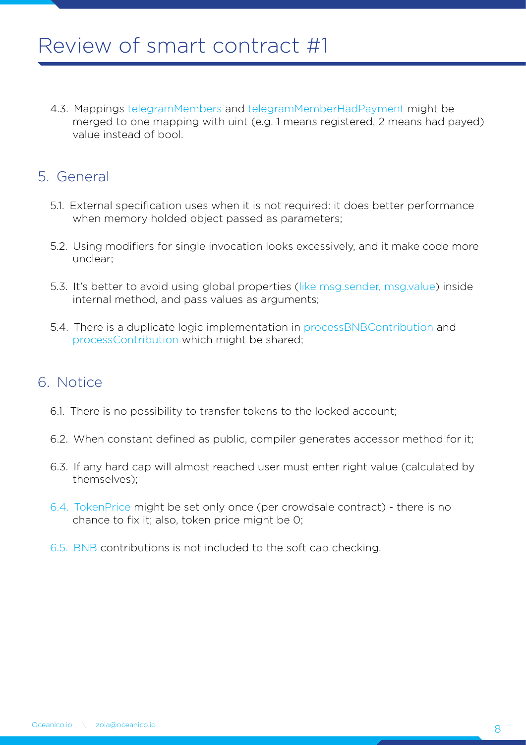# Review of smart contract #1

4.3. Mappings telegramMembers and telegramMemberHadPayment might be merged to one mapping with uint (e.g. 1 means registered, 2 means had payed) value instead of bool.

## 5. General

5.1. External specification uses when it is not required: it does better performance when memory holded object passed as parameters;

5.2. Using modifiers for single invocation looks excessively, and it make code more unclear;

5.3. It's better to avoid using global properties (like msg.sender, msg.value) inside internal method, and pass values as arguments;

5.4. There is a duplicate logic implementation in processBNBContribution and processContribution which might be shared;

## 6. Notice

6.1. There is no possibility to transfer tokens to the locked account;

6.2. When constant defined as public, compiler generates accessor method for it;

6.3. If any hard cap will almost reached user must enter right value (calculated by themselves);

6.4. TokenPrice might be set only once (per crowdsale contract) - there is no chance to fix it; also, token price might be 0;

6.5. BNB contributions is not included to the soft cap checking.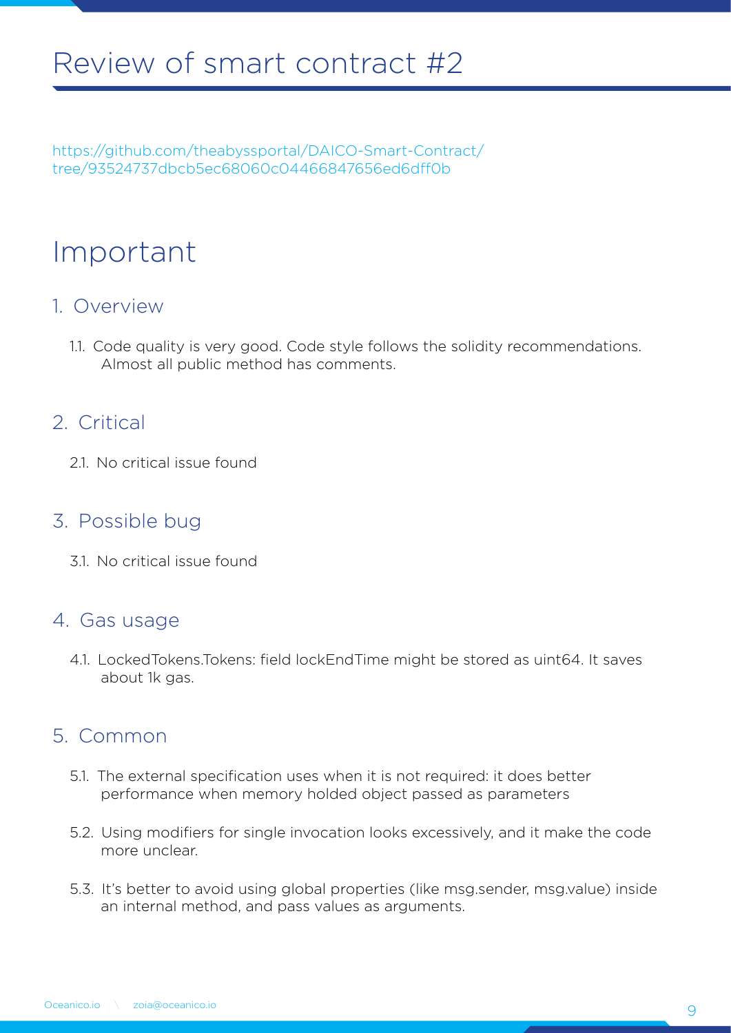# Review of smart contract #2

https://github.com/theabyssportal/DAICO-Smart-Contract/tree/93524737dbcb5ec68060c04466847656ed6dff0b

# Important

## 1. Overview

1.1. Code quality is very good. Code style follows the solidity recommendations. Almost all public method has comments.

## 2. Critical

2.1. No critical issue found

## 3. Possible bug

3.1. No critical issue found

## 4. Gas usage

4.1. LockedTokens.Tokens: field lockEndTime might be stored as uint64. It saves about 1k gas.

## 5. Common

5.1. The external specification uses when it is not required: it does better performance when memory holded object passed as parameters

5.2. Using modifiers for single invocation looks excessively, and it make the code more unclear.

5.3. It's better to avoid using global properties (like msg.sender, msg.value) inside an internal method, and pass values as arguments.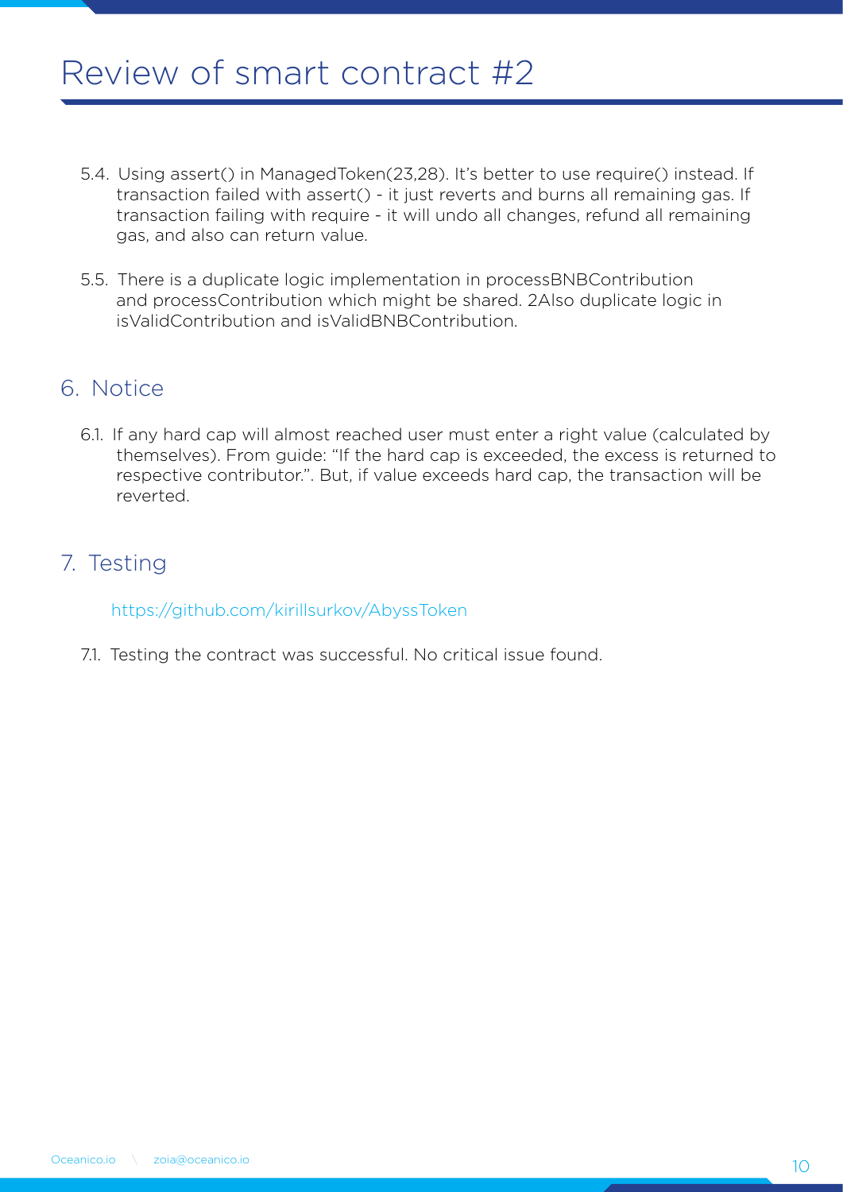# Review of smart contract #2

5.4. Using assert() in ManagedToken(23,28). It's better to use require() instead. If transaction failed with assert() - it just reverts and burns all remaining gas. If transaction failing with require - it will undo all changes, refund all remaining gas, and also can return value.

5.5. There is a duplicate logic implementation in processBNBContribution and processContribution which might be shared. 2Also duplicate logic in isValidContribution and isValidBNBContribution.

## 6. Notice

6.1. If any hard cap will almost reached user must enter a right value (calculated by themselves). From guide: "If the hard cap is exceeded, the excess is returned to respective contributor.". But, if value exceeds hard cap, the transaction will be reverted.

## 7. Testing

https://github.com/kirillsurkov/AbyssToken

7.1. Testing the contract was successful. No critical issue found.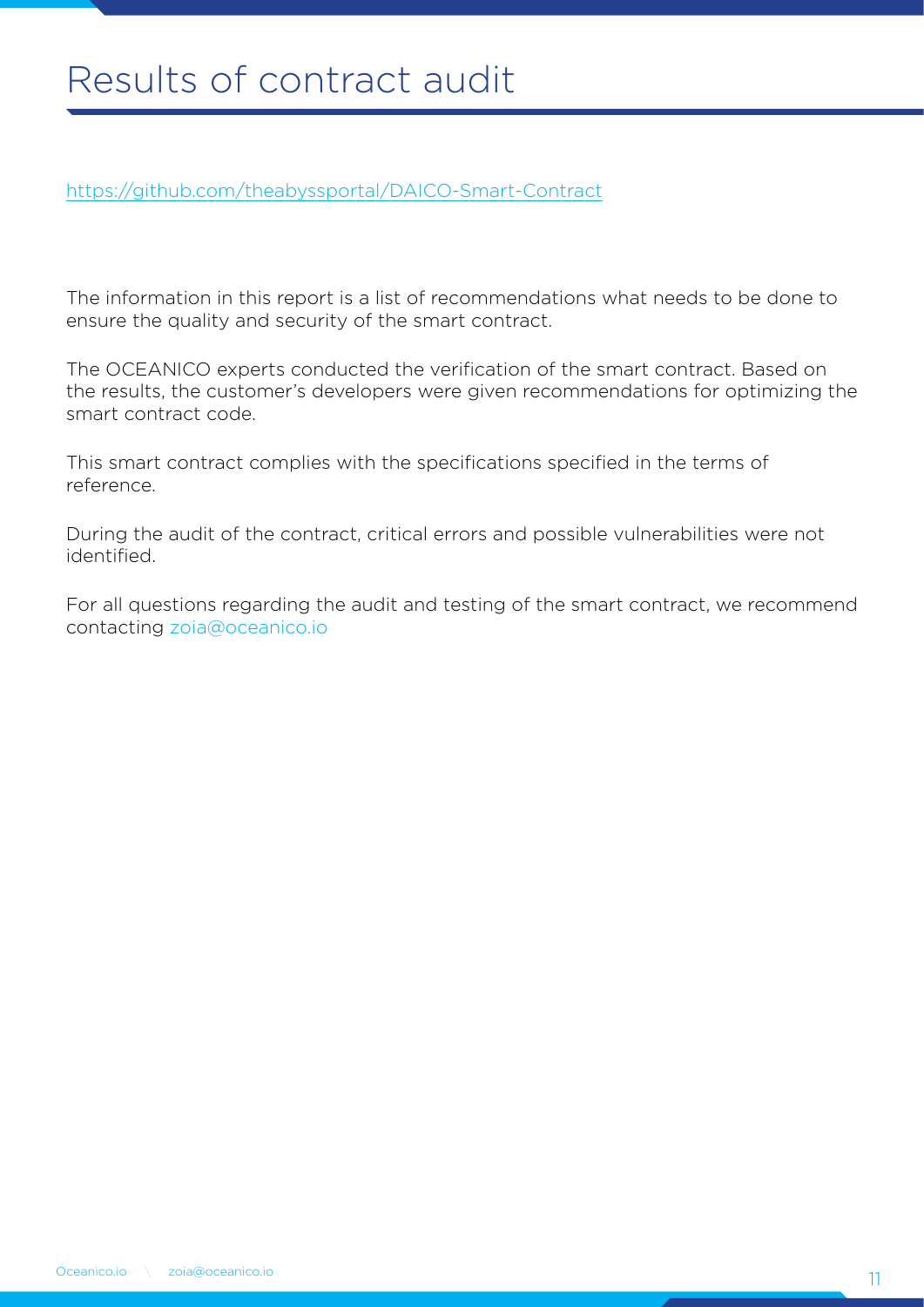# Results of contract audit

https://github.com/theabyssportal/DAICO-Smart-Contract

The information in this report is a list of recommendations what needs to be done to ensure the quality and security of the smart contract.

The OCEANICO experts conducted the verification of the smart contract. Based on the results, the customer's developers were given recommendations for optimizing the smart contract code.

This smart contract complies with the specifications specified in the terms of reference.

During the audit of the contract, critical errors and possible vulnerabilities were not identified.

For all questions regarding the audit and testing of the smart contract, we recommend contacting zoia@oceanico.io